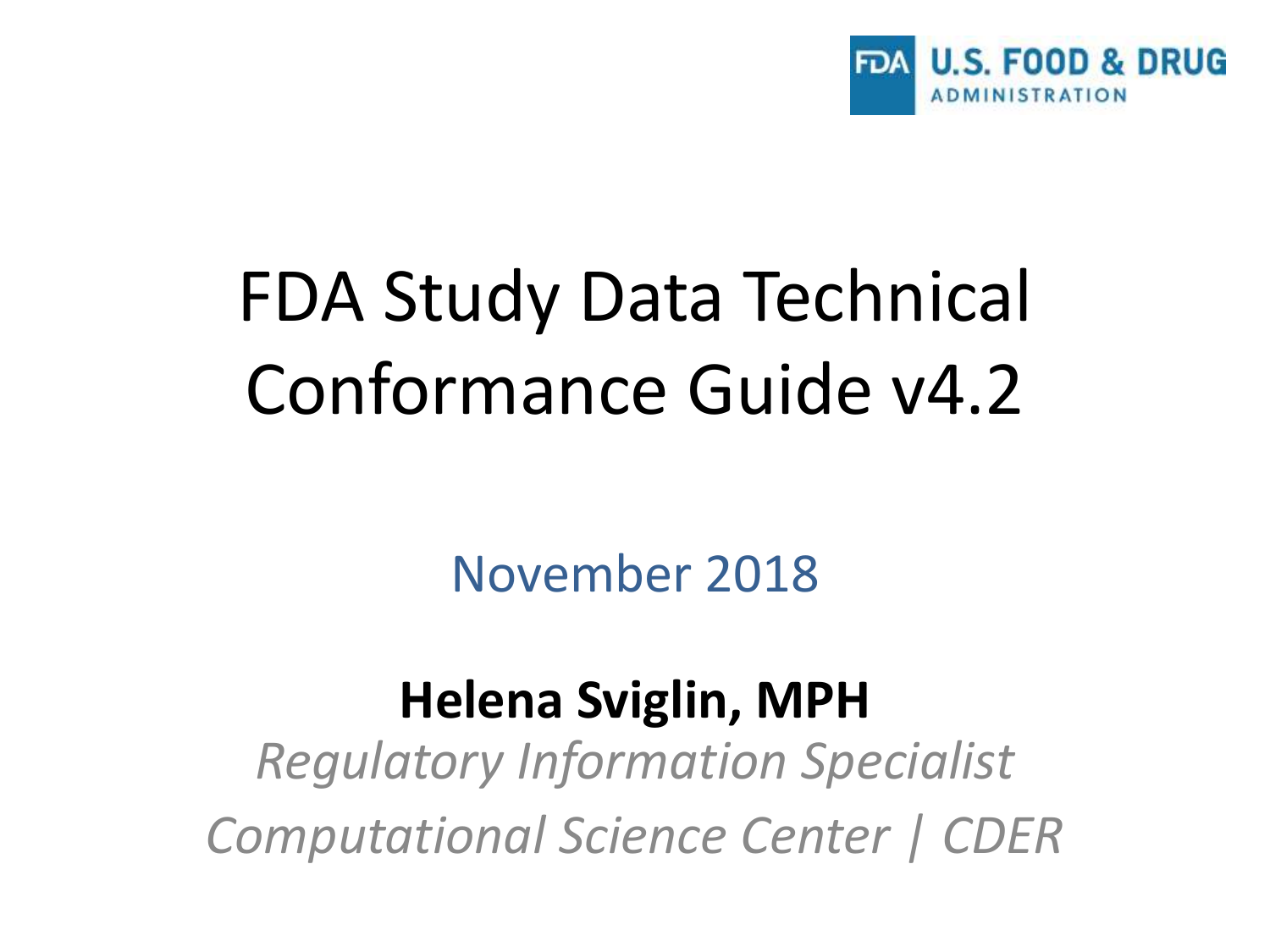FDA U.S. FOOD & DRUG ADMINISTRATION

# FDA Study Data Technical Conformance Guide v4.2

November 2018

**Helena Sviglin, MPH**

*Regulatory Information Specialist*

*Computational Science Center | CDER*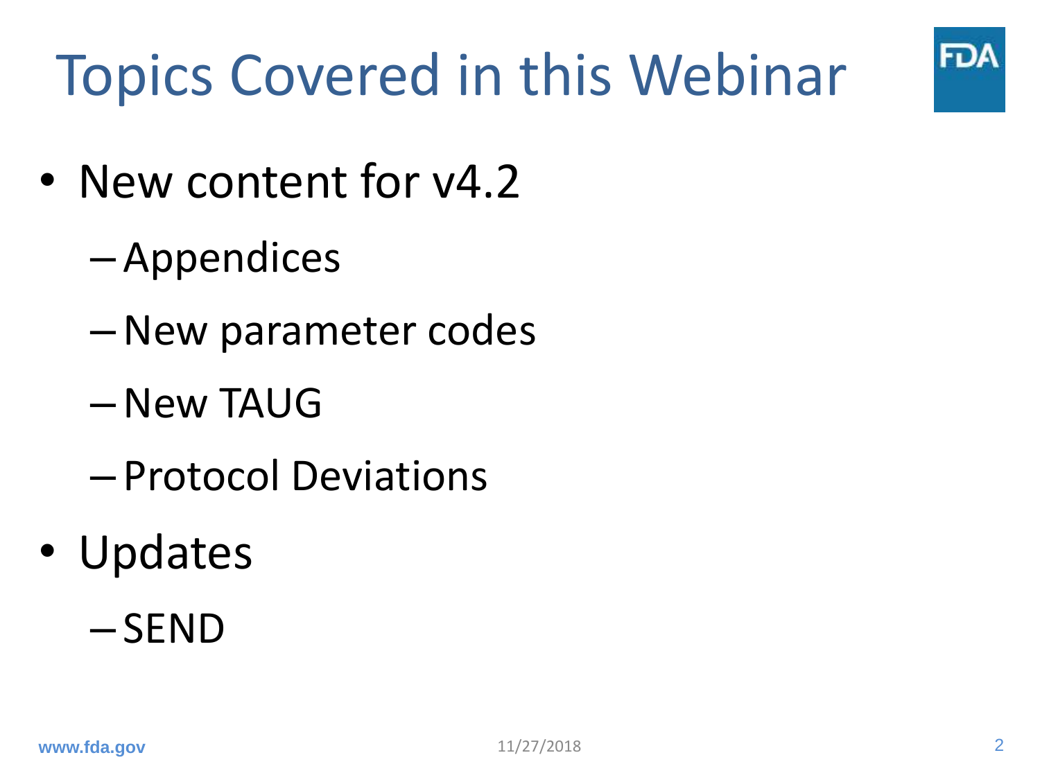# Topics Covered in this Webinar

- New content for v4.2
  - Appendices
  - New parameter codes
  - New TAUG
  - Protocol Deviations
- Updates
  - SEND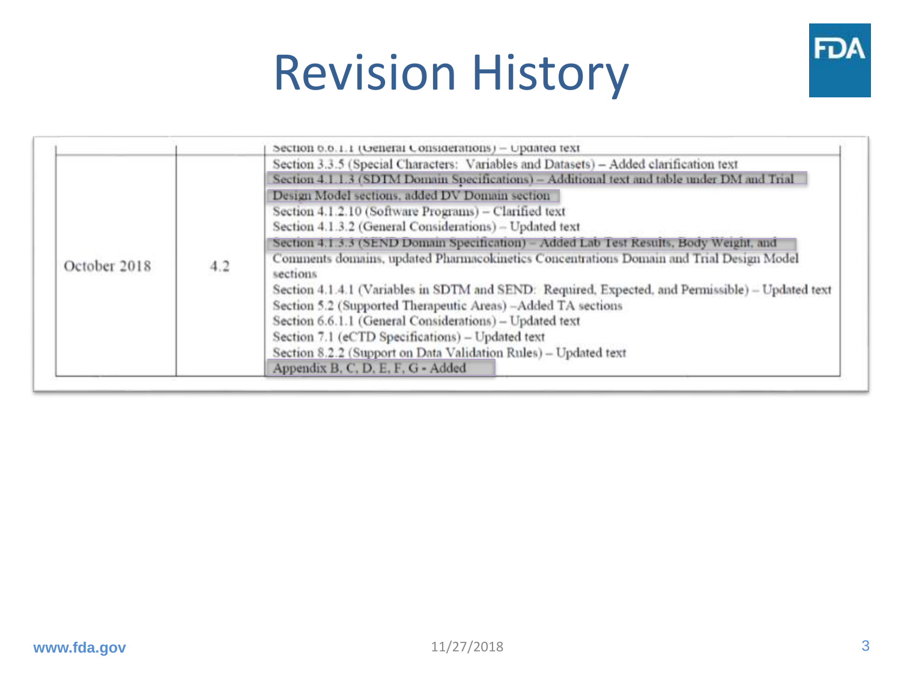# Revision History

| | | |
|---|---|---|
| | | Section 6.6.1.1 (General Considerations) – Updated text |
| October 2018 | 4.2 | Section 3.3.5 (Special Characters: Variables and Datasets) – Added clarification text<br>Section 4.1.1.3 (SDTM Domain Specifications) – Additional text and table under DM and Trial Design Model sections, added DV Domain section<br>Section 4.1.2.10 (Software Programs) – Clarified text<br>Section 4.1.3.2 (General Considerations) – Updated text<br>Section 4.1.3.3 (SEND Domain Specification) – Added Lab Test Results, Body Weight, and Comments domains, updated Pharmacokinetics Concentrations Domain and Trial Design Model sections<br>Section 4.1.4.1 (Variables in SDTM and SEND: Required, Expected, and Permissible) – Updated text<br>Section 5.2 (Supported Therapeutic Areas) –Added TA sections<br>Section 6.6.1.1 (General Considerations) – Updated text<br>Section 7.1 (eCTD Specifications) – Updated text<br>Section 8.2.2 (Support on Data Validation Rules) – Updated text<br>Appendix B, C, D, E, F, G - Added |

www.fda.gov

11/27/2018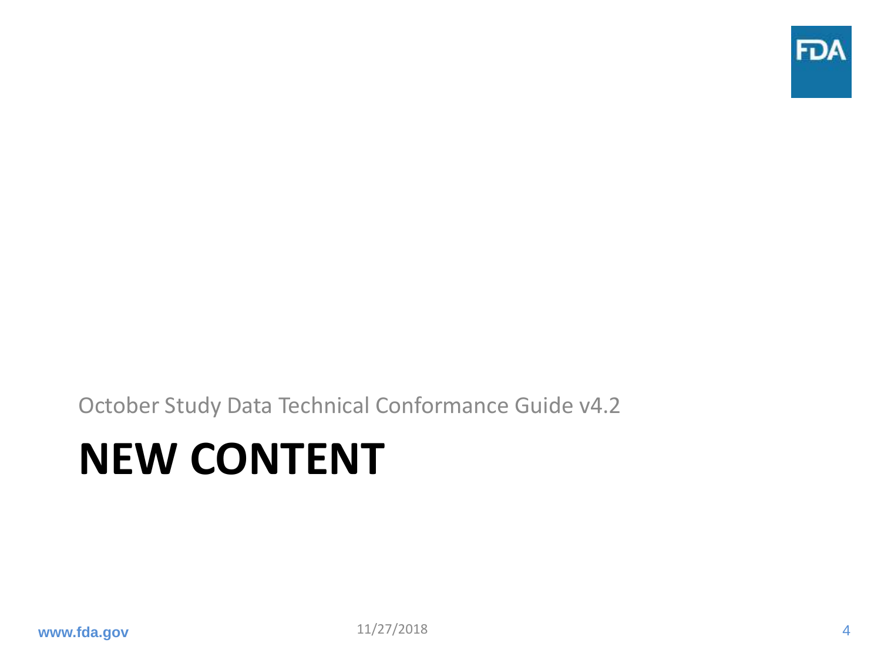October Study Data Technical Conformance Guide v4.2

# NEW CONTENT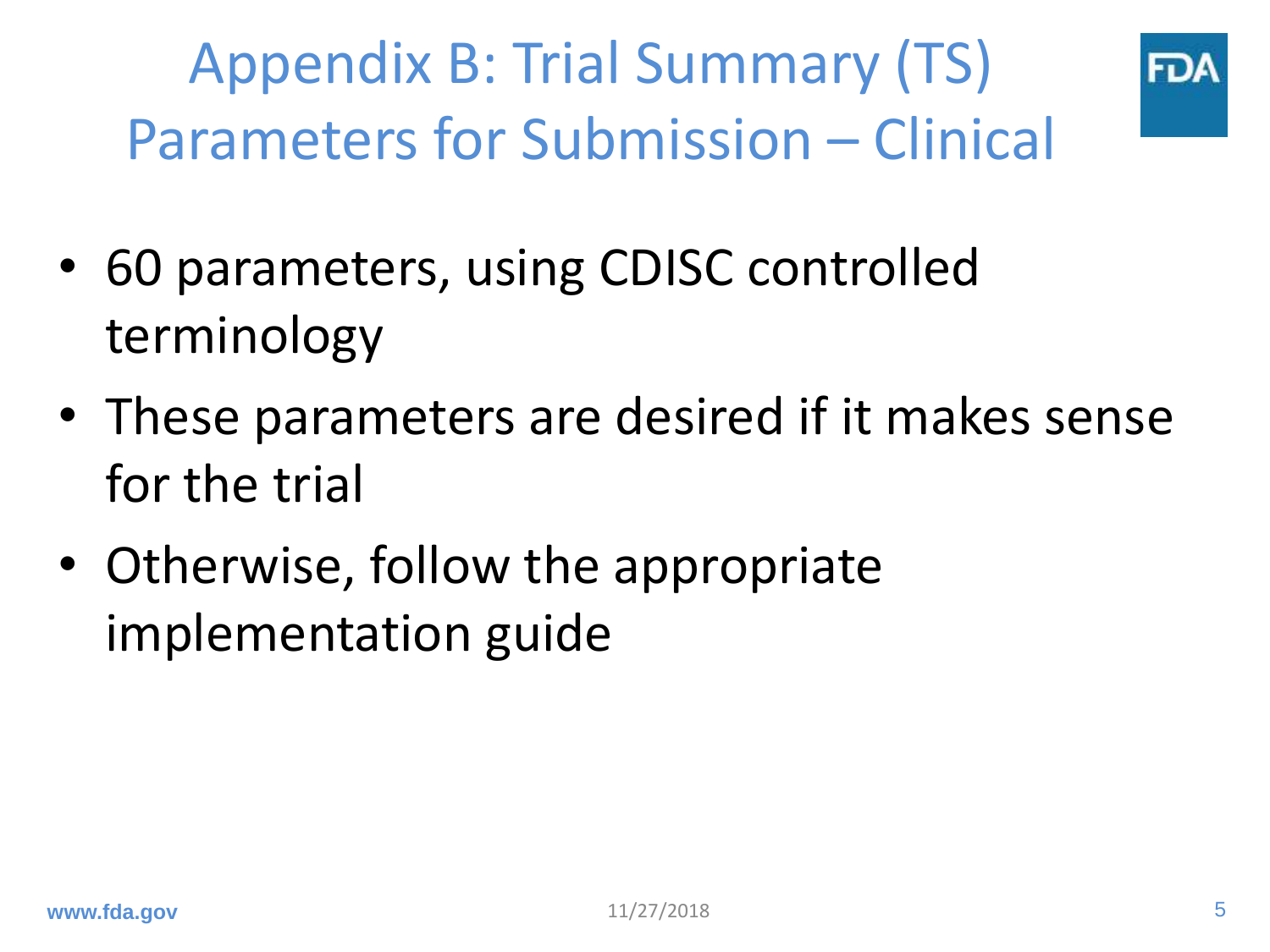# Appendix B: Trial Summary (TS) Parameters for Submission – Clinical

- 60 parameters, using CDISC controlled terminology
- These parameters are desired if it makes sense for the trial
- Otherwise, follow the appropriate implementation guide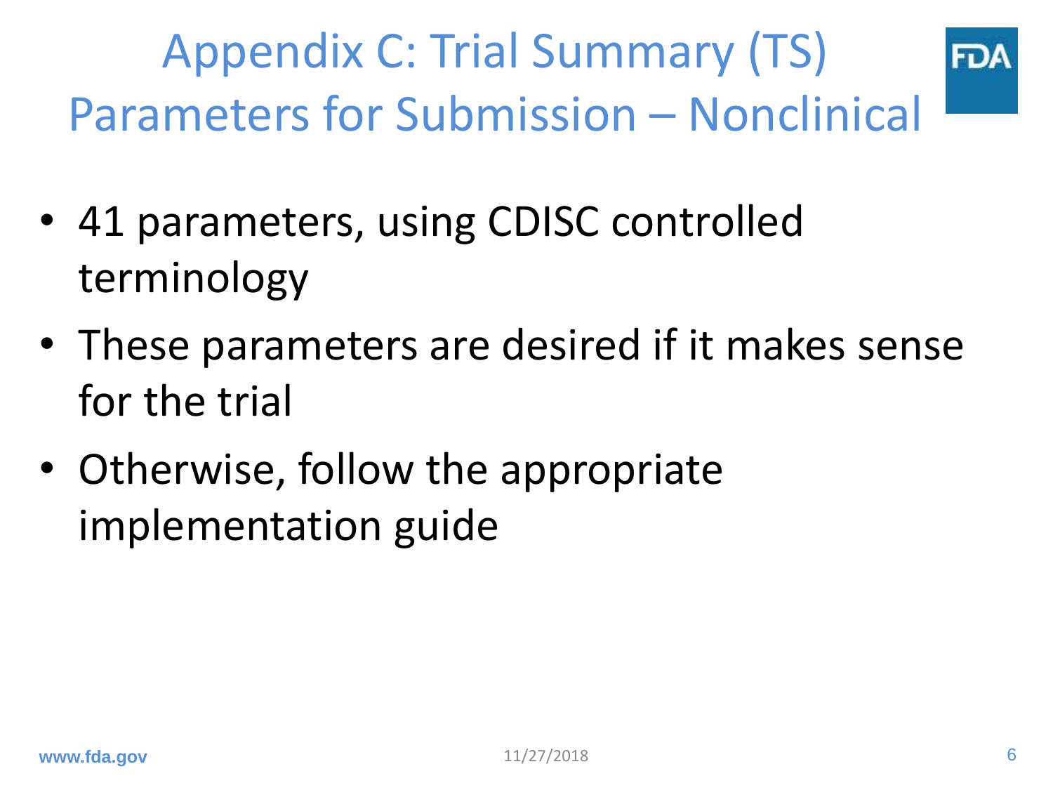# Appendix C: Trial Summary (TS) Parameters for Submission – Nonclinical

- 41 parameters, using CDISC controlled terminology
- These parameters are desired if it makes sense for the trial
- Otherwise, follow the appropriate implementation guide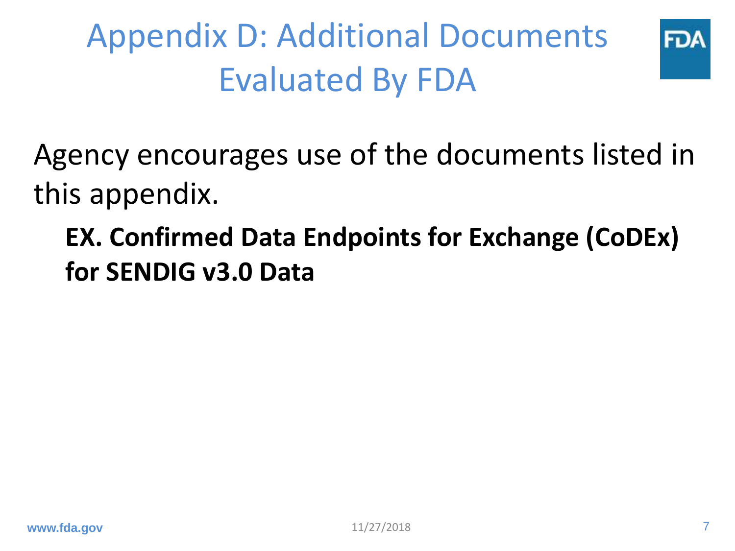# Appendix D: Additional Documents Evaluated By FDA

Agency encourages use of the documents listed in this appendix.

**EX. Confirmed Data Endpoints for Exchange (CoDEx) for SENDIG v3.0 Data**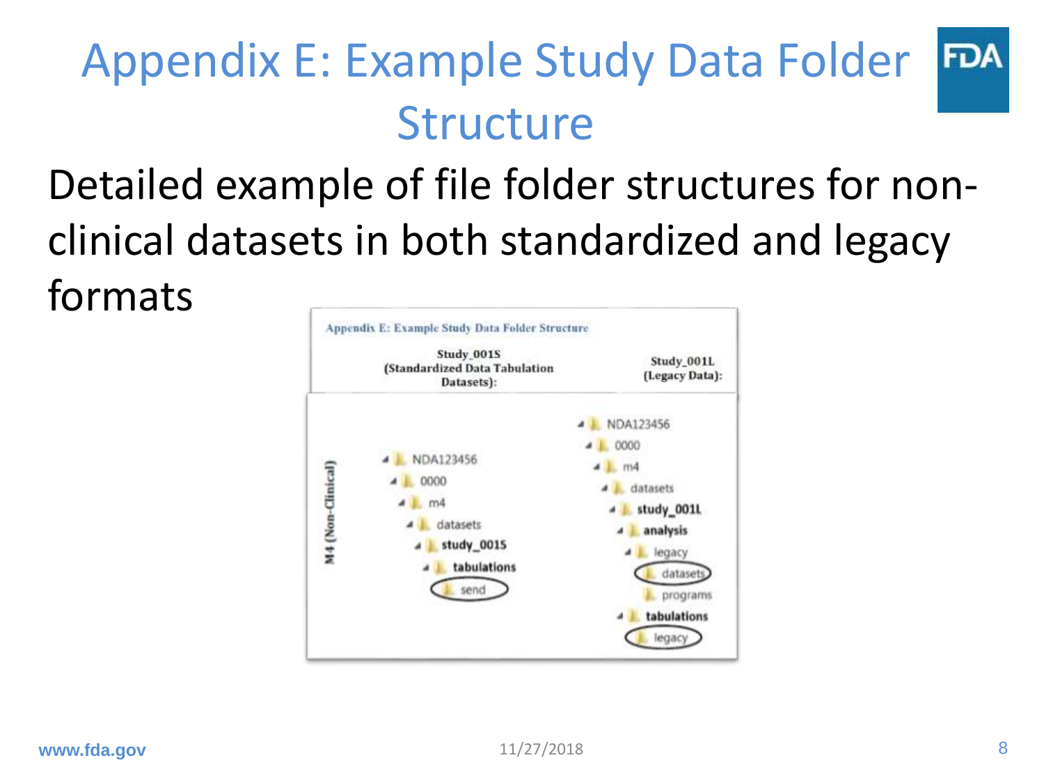# Appendix E: Example Study Data Folder Structure

Detailed example of file folder structures for non-clinical datasets in both standardized and legacy formats

Appendix E: Example Study Data Folder Structure

| | Study_001S (Standardized Data Tabulation Datasets): | Study_001L (Legacy Data): |
|---|---|---|
| M4 (Non-Clinical) | NDA123456<br>0000<br>m4<br>datasets<br>**study_001S**<br>**tabulations**<br>send | NDA123456<br>0000<br>m4<br>datasets<br>**study_001L**<br>**analysis**<br>legacy<br>datasets<br>programs<br>**tabulations**<br>legacy |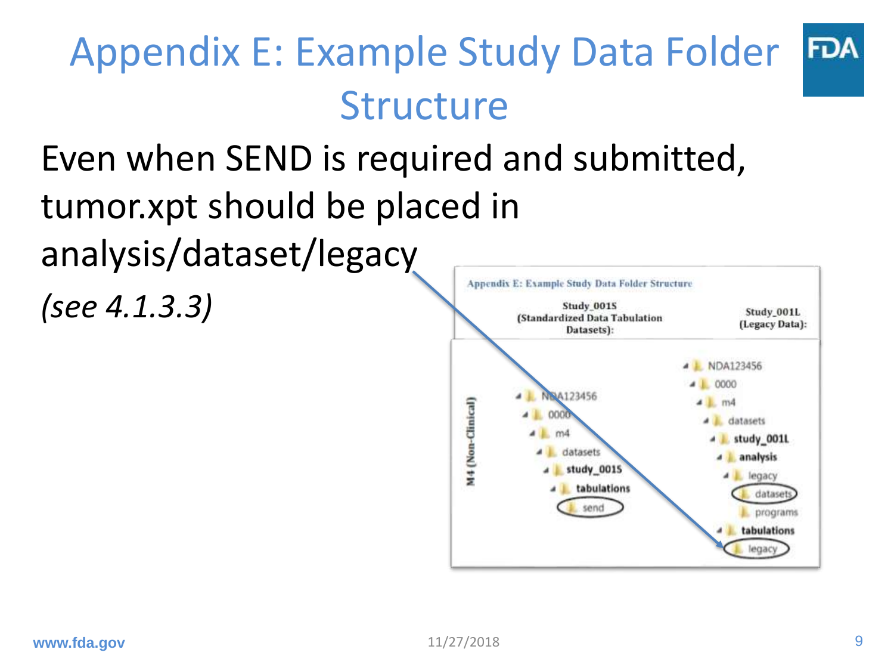# Appendix E: Example Study Data Folder Structure

Even when SEND is required and submitted, tumor.xpt should be placed in analysis/dataset/legacy

*(see 4.1.3.3)*

Appendix E: Example Study Data Folder Structure

| | Study_001S (Standardized Data Tabulation Datasets): | Study_001L (Legacy Data): |
| --- | --- | --- |
| M4 (Non-Clinical) | NDA123456<br>0000<br>m4<br>datasets<br>study_001S<br>tabulations<br>send | NDA123456<br>0000<br>m4<br>datasets<br>study_001L<br>analysis<br>legacy<br>datasets<br>programs<br>tabulations<br>legacy |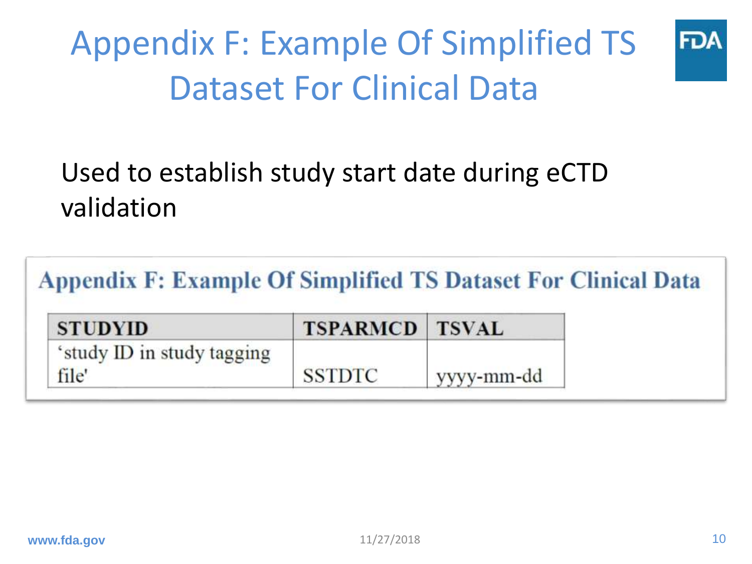# Appendix F: Example Of Simplified TS Dataset For Clinical Data

Used to establish study start date during eCTD validation

**Appendix F: Example Of Simplified TS Dataset For Clinical Data**

| STUDYID | TSPARMCD | TSVAL |
|---|---|---|
| ‘study ID in study tagging file' | SSTDTC | yyyy-mm-dd |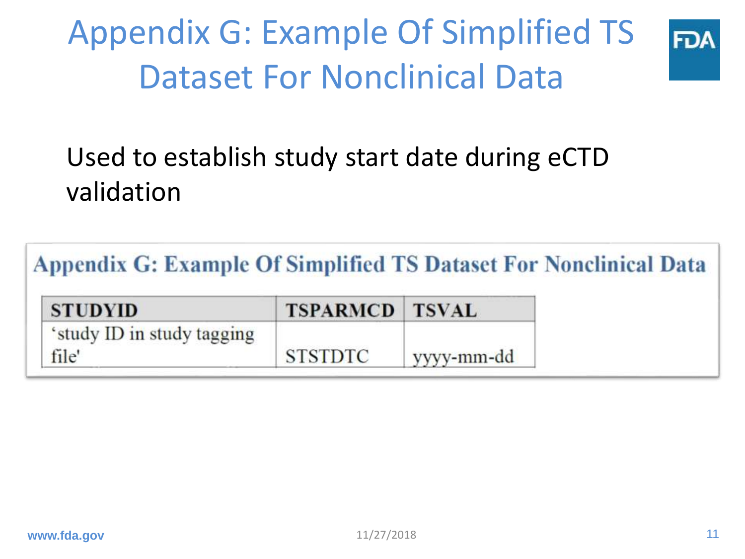# Appendix G: Example Of Simplified TS Dataset For Nonclinical Data

Used to establish study start date during eCTD validation

## Appendix G: Example Of Simplified TS Dataset For Nonclinical Data

| STUDYID | TSPARMCD | TSVAL |
|---|---|---|
| 'study ID in study tagging file' | STSTDTC | yyyy-mm-dd |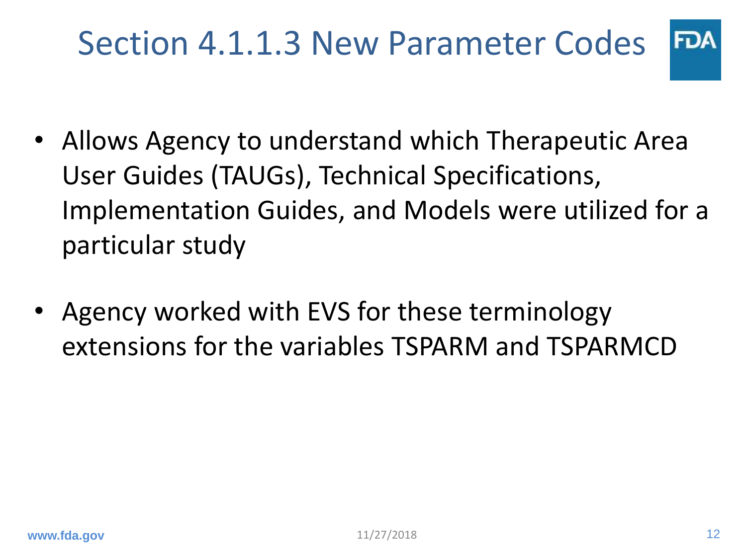# Section 4.1.1.3 New Parameter Codes

- Allows Agency to understand which Therapeutic Area User Guides (TAUGs), Technical Specifications, Implementation Guides, and Models were utilized for a particular study
- Agency worked with EVS for these terminology extensions for the variables TSPARM and TSPARMCD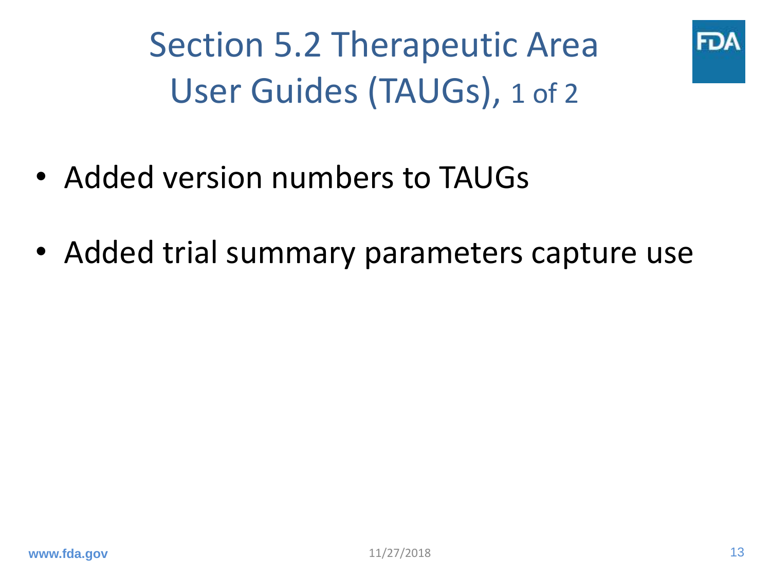# Section 5.2 Therapeutic Area User Guides (TAUGs), 1 of 2

- Added version numbers to TAUGs
- Added trial summary parameters capture use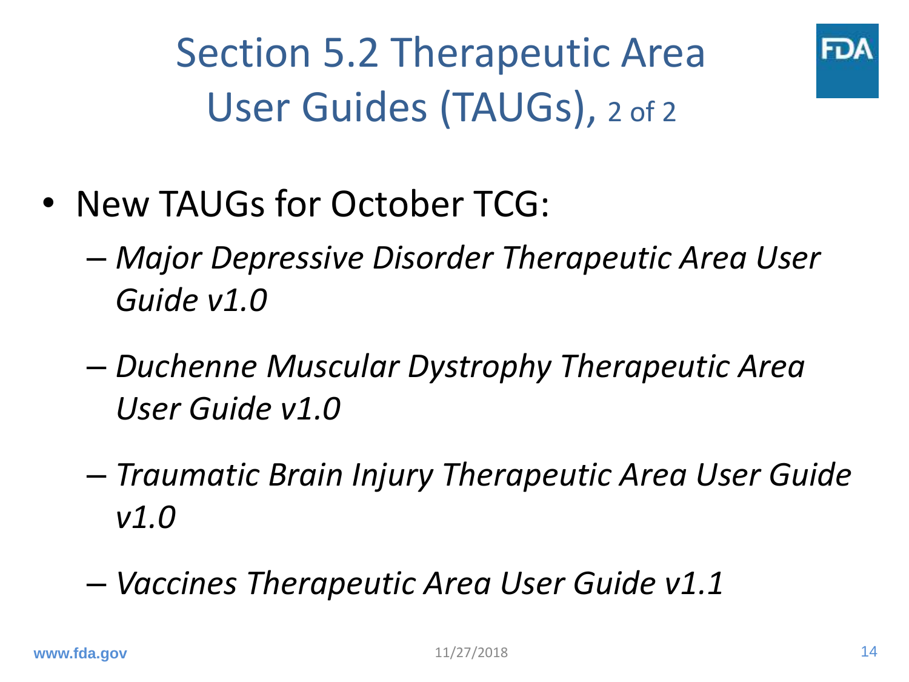# Section 5.2 Therapeutic Area User Guides (TAUGs), 2 of 2

- New TAUGs for October TCG:
  - *Major Depressive Disorder Therapeutic Area User Guide v1.0*
  - *Duchenne Muscular Dystrophy Therapeutic Area User Guide v1.0*
  - *Traumatic Brain Injury Therapeutic Area User Guide v1.0*
  - *Vaccines Therapeutic Area User Guide v1.1*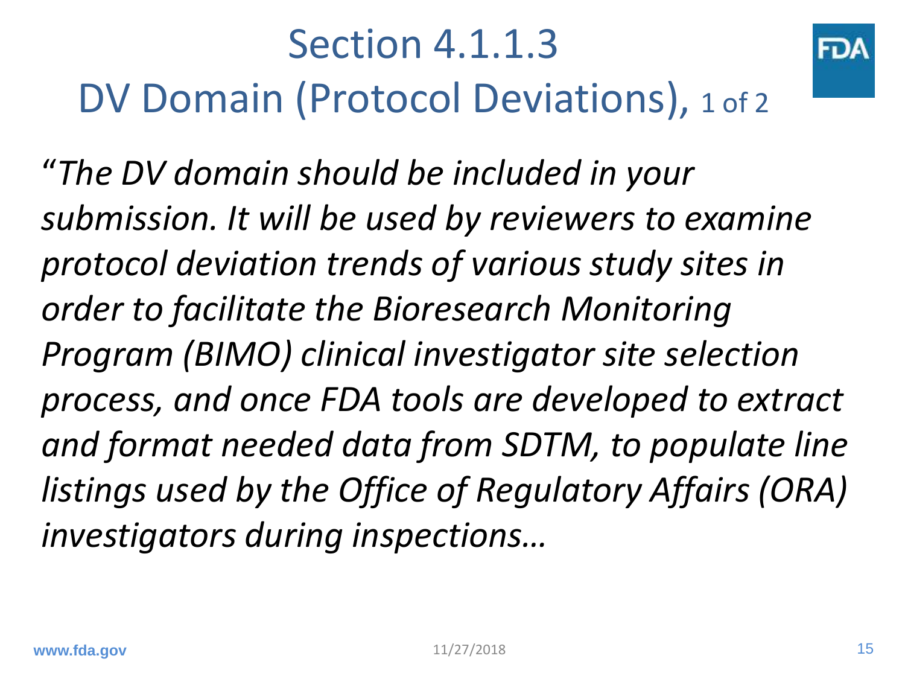# Section 4.1.1.3

## DV Domain (Protocol Deviations), 1 of 2

*"The DV domain should be included in your submission. It will be used by reviewers to examine protocol deviation trends of various study sites in order to facilitate the Bioresearch Monitoring Program (BIMO) clinical investigator site selection process, and once FDA tools are developed to extract and format needed data from SDTM, to populate line listings used by the Office of Regulatory Affairs (ORA) investigators during inspections…*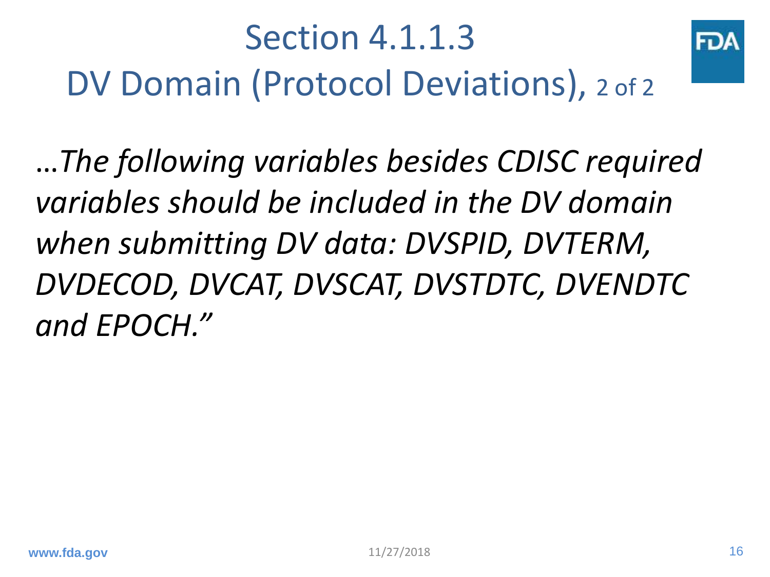# Section 4.1.1.3

## DV Domain (Protocol Deviations), 2 of 2

*…The following variables besides CDISC required variables should be included in the DV domain when submitting DV data: DVSPID, DVTERM, DVDECOD, DVCAT, DVSCAT, DVSTDTC, DVENDTC and EPOCH.”*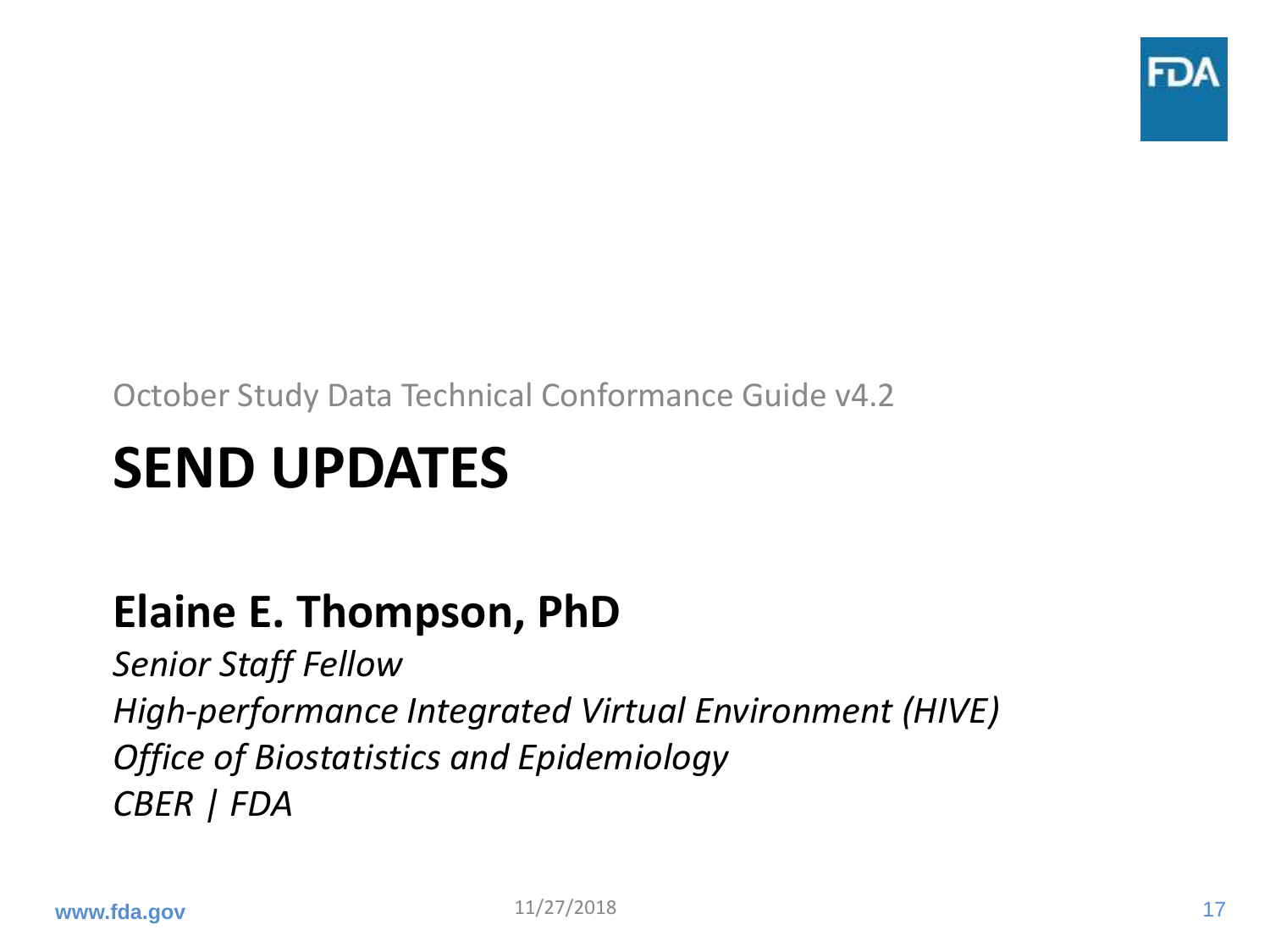October Study Data Technical Conformance Guide v4.2

# SEND UPDATES

## Elaine E. Thompson, PhD

*Senior Staff Fellow*
*High-performance Integrated Virtual Environment (HIVE)*
*Office of Biostatistics and Epidemiology*
*CBER | FDA*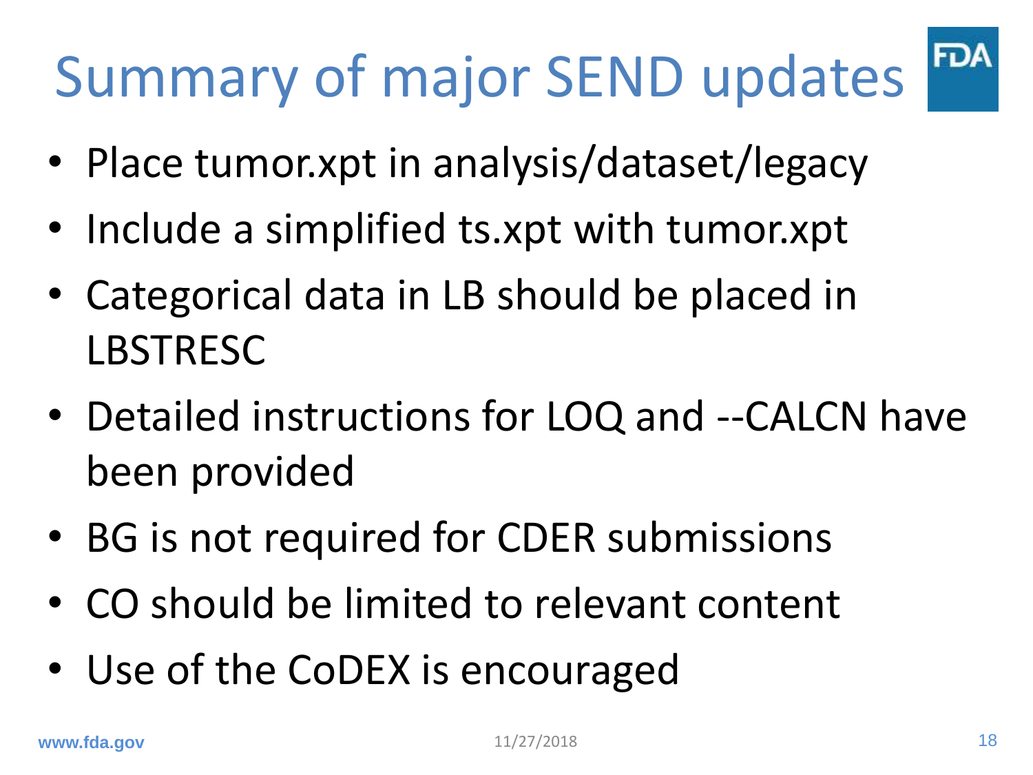# Summary of major SEND updates

- Place tumor.xpt in analysis/dataset/legacy
- Include a simplified ts.xpt with tumor.xpt
- Categorical data in LB should be placed in LBSTRESC
- Detailed instructions for LOQ and --CALCN have been provided
- BG is not required for CDER submissions
- CO should be limited to relevant content
- Use of the CoDEX is encouraged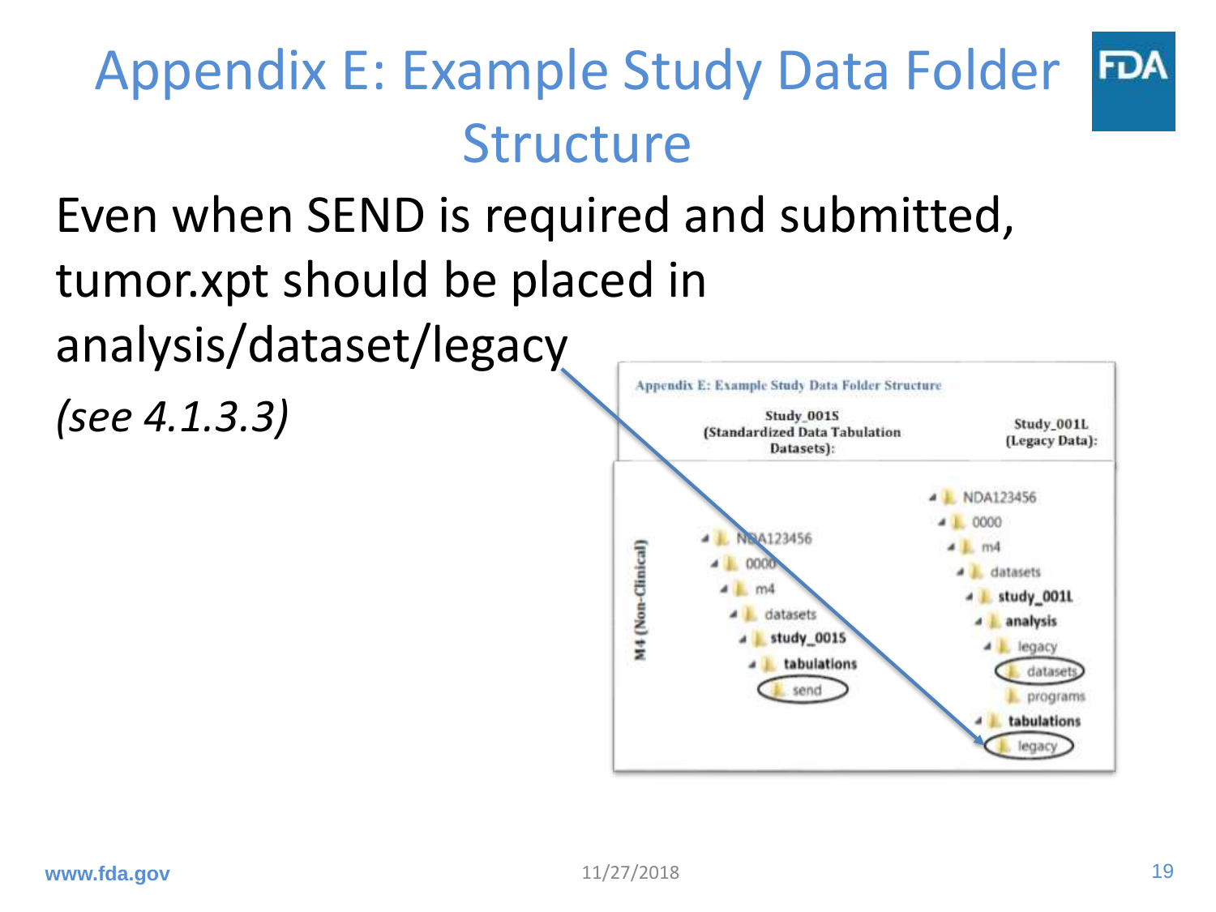# Appendix E: Example Study Data Folder Structure

Even when SEND is required and submitted, tumor.xpt should be placed in analysis/dataset/legacy

*(see 4.1.3.3)*

Appendix E: Example Study Data Folder Structure

| | Study_001S (Standardized Data Tabulation Datasets): | Study_001L (Legacy Data): |
|---|---|---|
| M4 (Non-Clinical) | NDA123456<br>0000<br>m4<br>datasets<br>**study_001S**<br>**tabulations**<br>send | NDA123456<br>0000<br>m4<br>datasets<br>**study_001L**<br>**analysis**<br>legacy<br>datasets<br>programs<br>**tabulations**<br>legacy |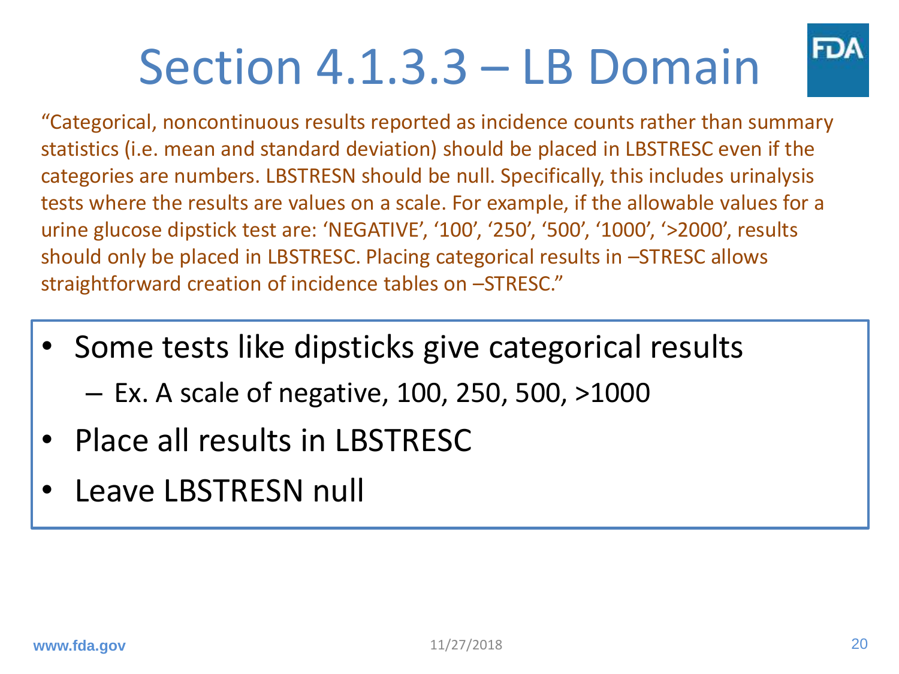# Section 4.1.3.3 – LB Domain

"Categorical, noncontinuous results reported as incidence counts rather than summary statistics (i.e. mean and standard deviation) should be placed in LBSTRESC even if the categories are numbers. LBSTRESN should be null. Specifically, this includes urinalysis tests where the results are values on a scale. For example, if the allowable values for a urine glucose dipstick test are: 'NEGATIVE', '100', '250', '500', '1000', '>2000', results should only be placed in LBSTRESC. Placing categorical results in –STRESC allows straightforward creation of incidence tables on –STRESC."

- Some tests like dipsticks give categorical results
  - Ex. A scale of negative, 100, 250, 500, >1000
- Place all results in LBSTRESC
- Leave LBSTRESN null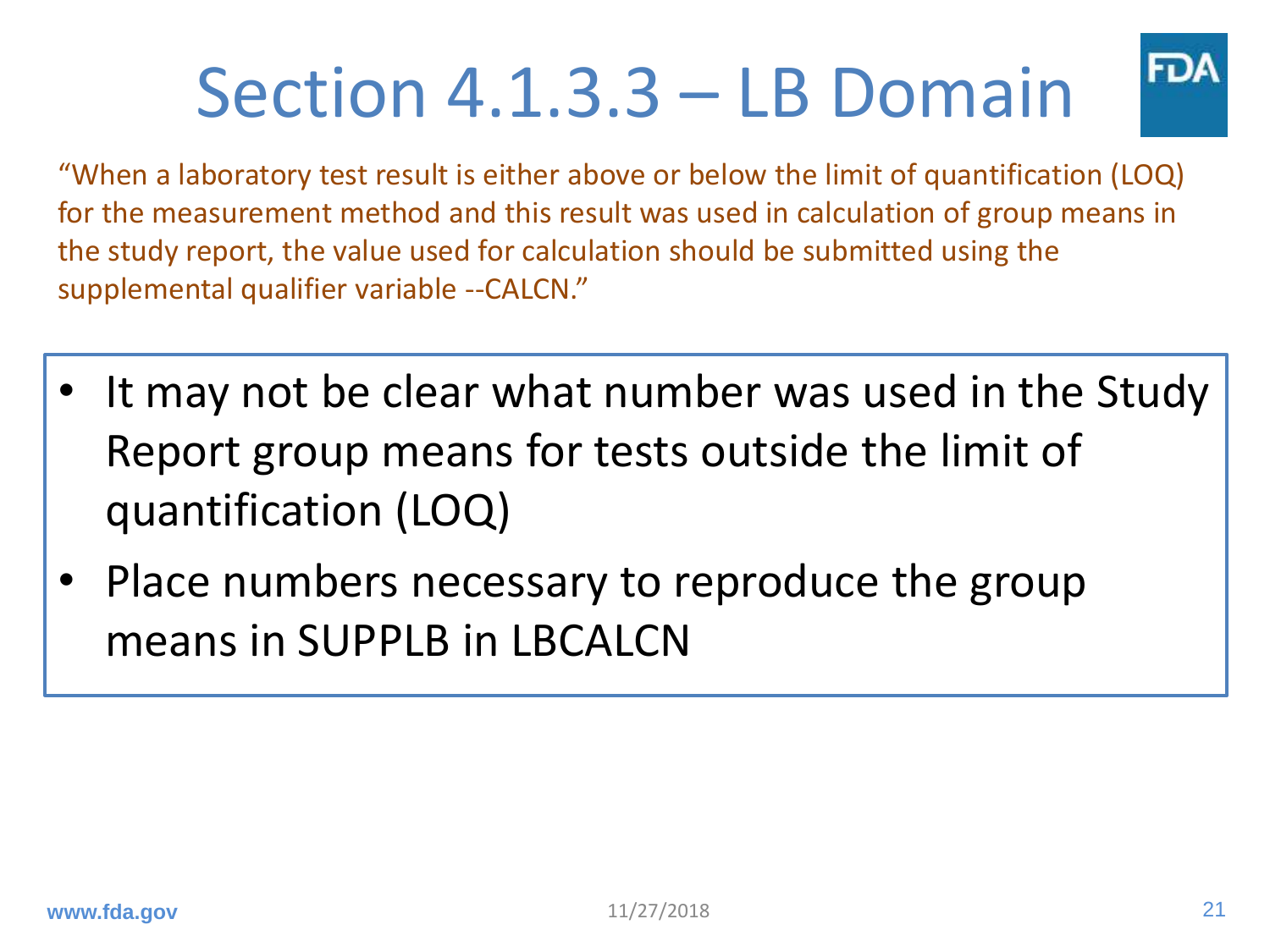# Section 4.1.3.3 – LB Domain

"When a laboratory test result is either above or below the limit of quantification (LOQ) for the measurement method and this result was used in calculation of group means in the study report, the value used for calculation should be submitted using the supplemental qualifier variable --CALCN."

- It may not be clear what number was used in the Study Report group means for tests outside the limit of quantification (LOQ)
- Place numbers necessary to reproduce the group means in SUPPLB in LBCALCN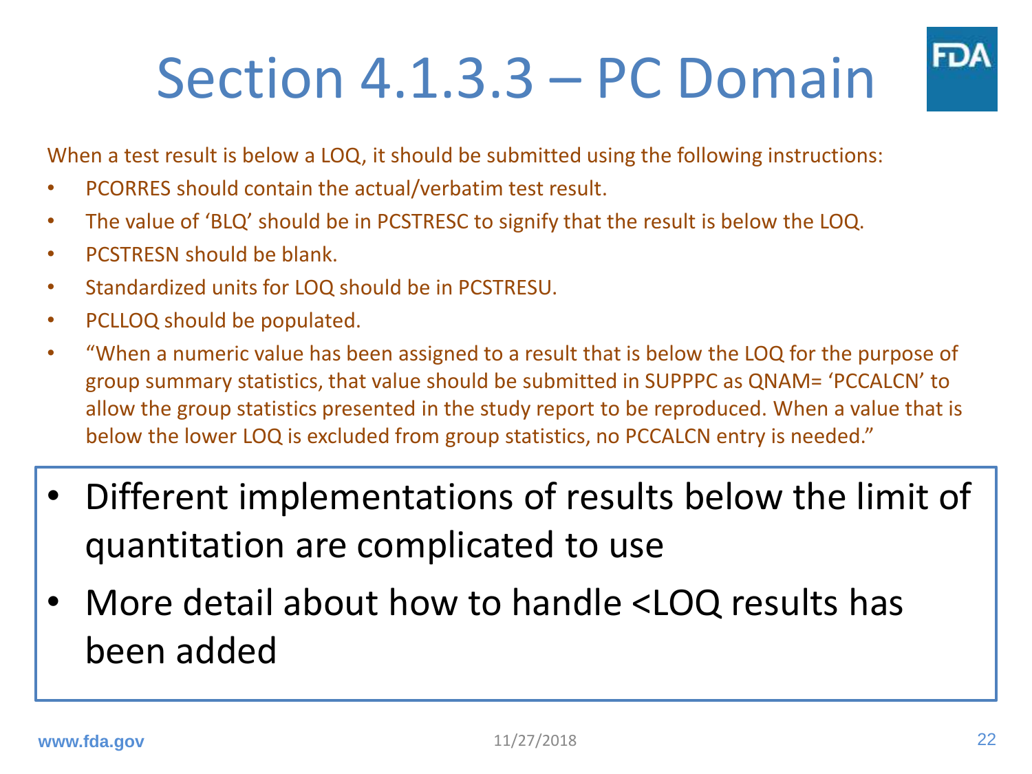# Section 4.1.3.3 – PC Domain

When a test result is below a LOQ, it should be submitted using the following instructions:

- PCORRES should contain the actual/verbatim test result.
- The value of 'BLQ' should be in PCSTRESC to signify that the result is below the LOQ.
- PCSTRESN should be blank.
- Standardized units for LOQ should be in PCSTRESU.
- PCLLOQ should be populated.
- "When a numeric value has been assigned to a result that is below the LOQ for the purpose of group summary statistics, that value should be submitted in SUPPPC as QNAM= 'PCCALCN' to allow the group statistics presented in the study report to be reproduced. When a value that is below the lower LOQ is excluded from group statistics, no PCCALCN entry is needed."

---

- Different implementations of results below the limit of quantitation are complicated to use
- More detail about how to handle <LOQ results has been added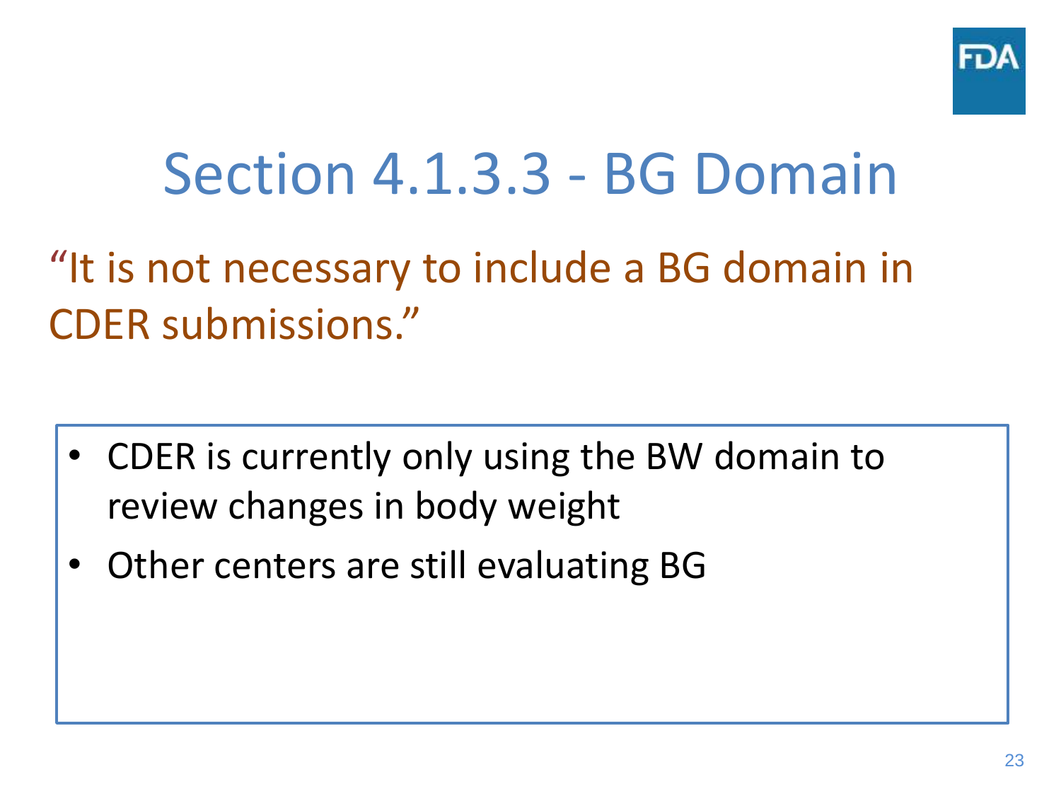# Section 4.1.3.3 - BG Domain

"It is not necessary to include a BG domain in CDER submissions."

- CDER is currently only using the BW domain to review changes in body weight
- Other centers are still evaluating BG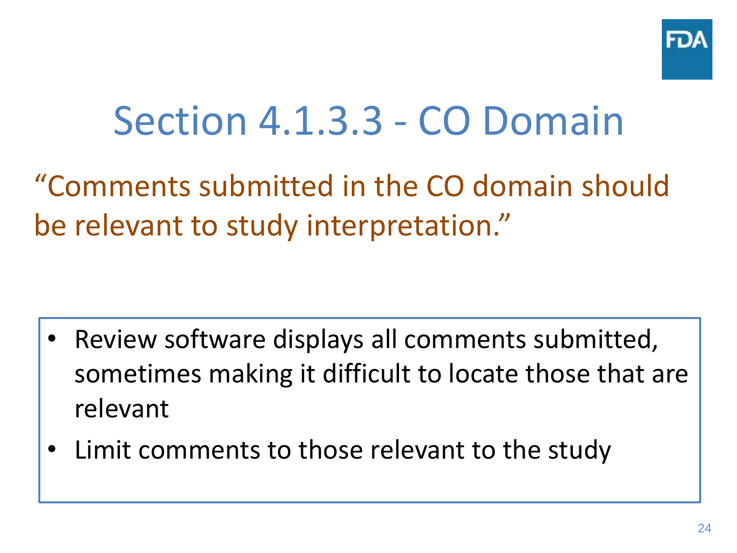# Section 4.1.3.3 - CO Domain

"Comments submitted in the CO domain should be relevant to study interpretation."

- Review software displays all comments submitted, sometimes making it difficult to locate those that are relevant
- Limit comments to those relevant to the study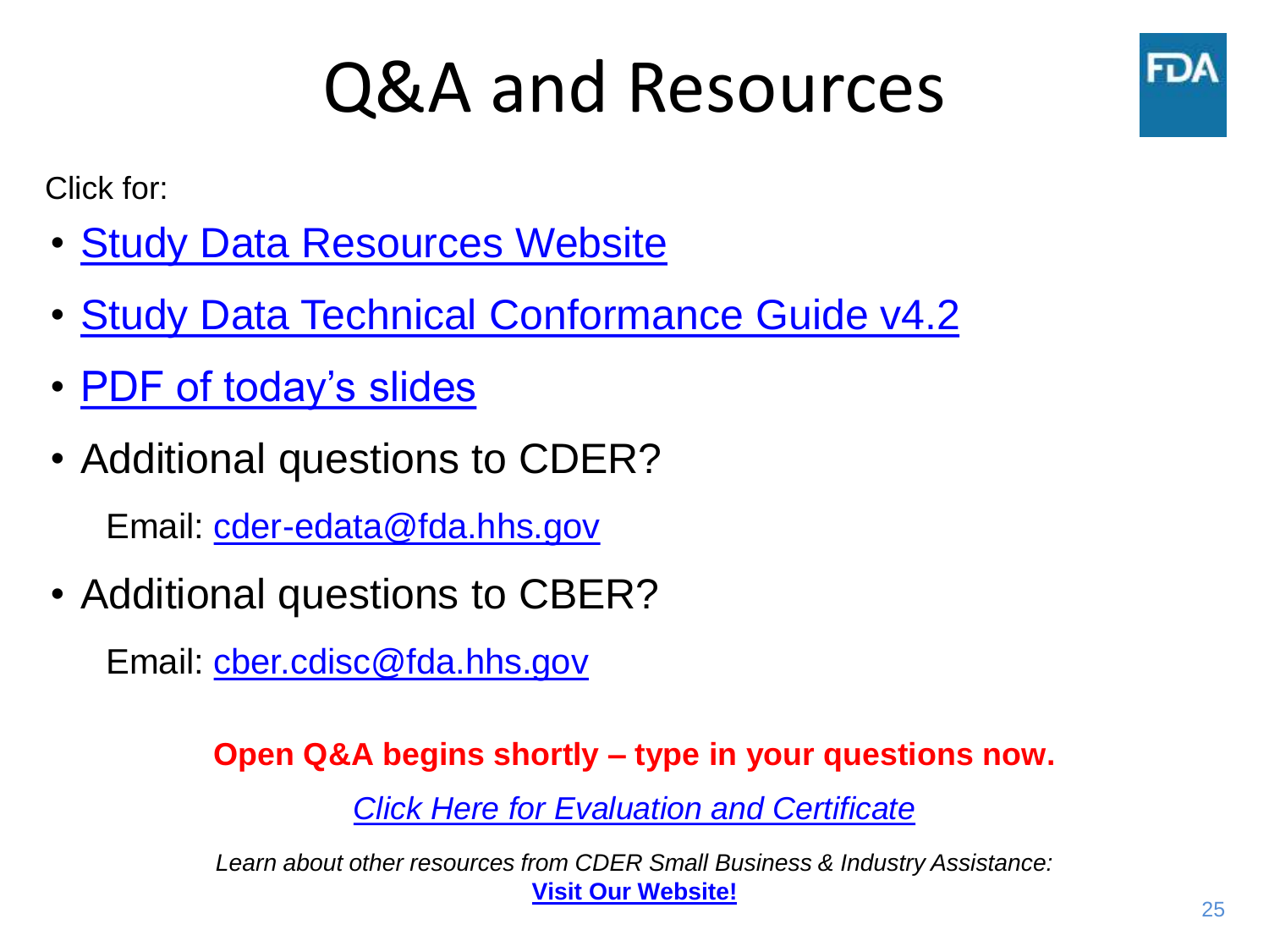# Q&A and Resources

Click for:

- Study Data Resources Website
- Study Data Technical Conformance Guide v4.2
- PDF of today's slides
- Additional questions to CDER?

  Email: cder-edata@fda.hhs.gov

- Additional questions to CBER?

  Email: cber.cdisc@fda.hhs.gov

**Open Q&A begins shortly – type in your questions now.**

*Click Here for Evaluation and Certificate*

*Learn about other resources from CDER Small Business & Industry Assistance:*
**Visit Our Website!**